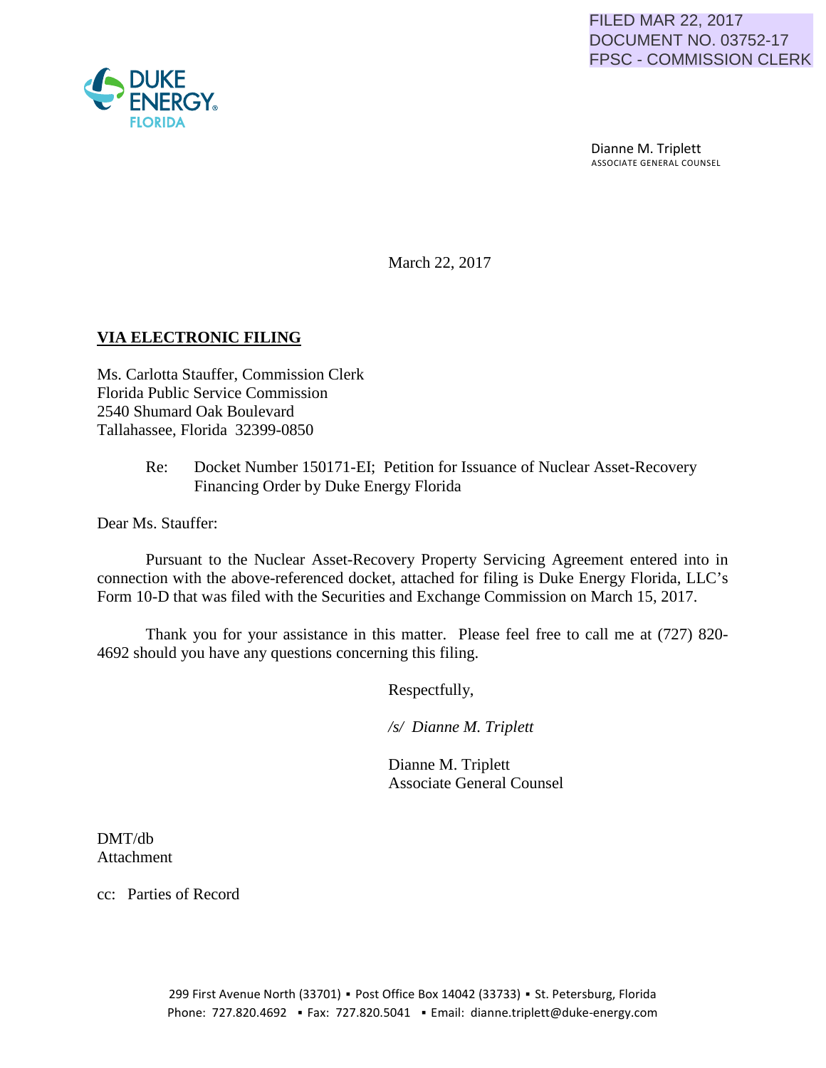FILED MAR 22, 2017
DOCUMENT NO. 03752-17
FPSC - COMMISSION CLERK

DUKE ENERGY FLORIDA

Dianne M. Triplett
ASSOCIATE GENERAL COUNSEL

March 22, 2017

**VIA ELECTRONIC FILING**

Ms. Carlotta Stauffer, Commission Clerk
Florida Public Service Commission
2540 Shumard Oak Boulevard
Tallahassee, Florida 32399-0850

Re: Docket Number 150171-EI; Petition for Issuance of Nuclear Asset-Recovery Financing Order by Duke Energy Florida

Dear Ms. Stauffer:

Pursuant to the Nuclear Asset-Recovery Property Servicing Agreement entered into in connection with the above-referenced docket, attached for filing is Duke Energy Florida, LLC's Form 10-D that was filed with the Securities and Exchange Commission on March 15, 2017.

Thank you for your assistance in this matter. Please feel free to call me at (727) 820-4692 should you have any questions concerning this filing.

Respectfully,

*/s/ Dianne M. Triplett*

Dianne M. Triplett
Associate General Counsel

DMT/db
Attachment

cc: Parties of Record

299 First Avenue North (33701) ▪ Post Office Box 14042 (33733) ▪ St. Petersburg, Florida
Phone: 727.820.4692 ▪ Fax: 727.820.5041 ▪ Email: dianne.triplett@duke-energy.com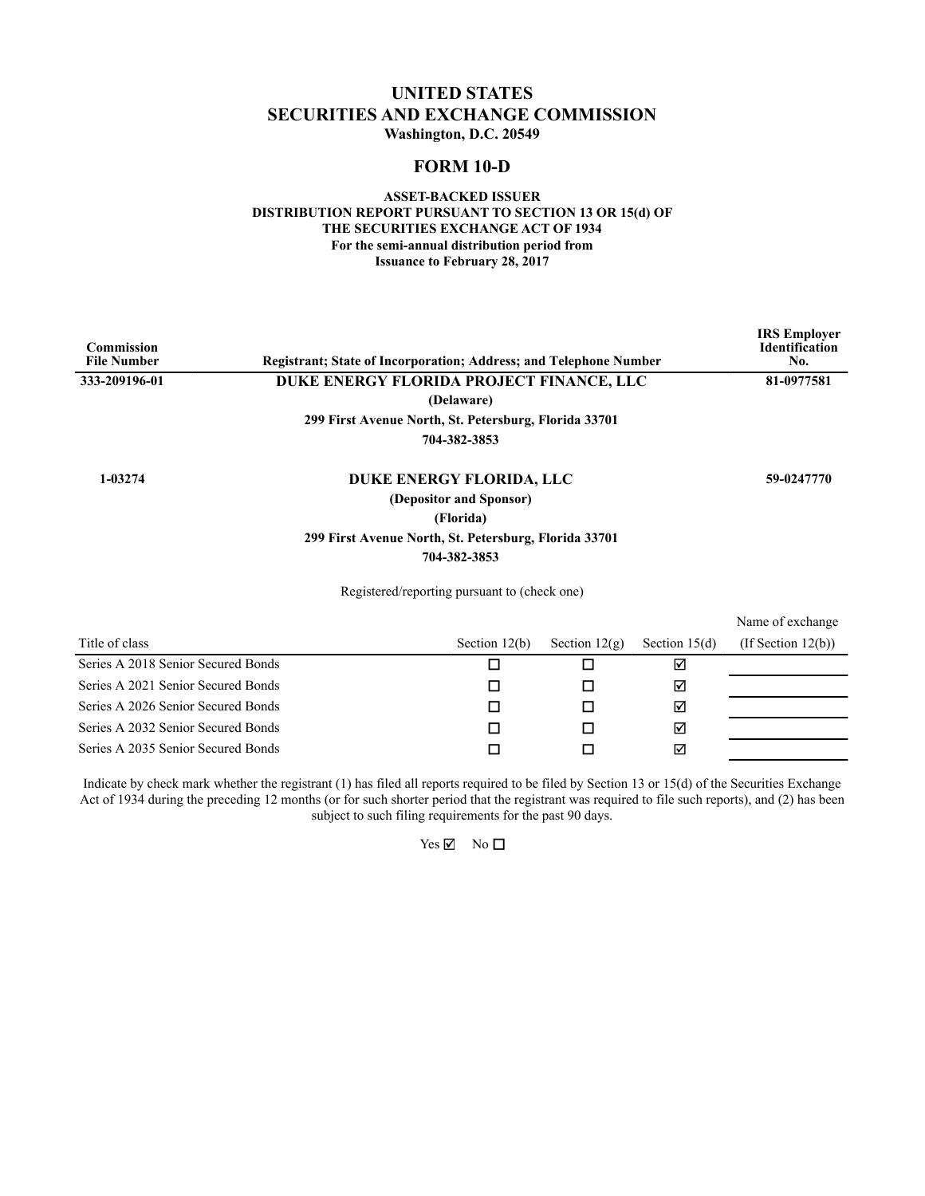# UNITED STATES
# SECURITIES AND EXCHANGE COMMISSION
**Washington, D.C. 20549**

## FORM 10-D

**ASSET-BACKED ISSUER**
**DISTRIBUTION REPORT PURSUANT TO SECTION 13 OR 15(d) OF**
**THE SECURITIES EXCHANGE ACT OF 1934**
**For the semi-annual distribution period from**
**Issuance to February 28, 2017**

| Commission File Number | Registrant; State of Incorporation; Address; and Telephone Number | IRS Employer Identification No. |
|---|---|---|
| 333-209196-01 | **DUKE ENERGY FLORIDA PROJECT FINANCE, LLC**<br>**(Delaware)**<br>**299 First Avenue North, St. Petersburg, Florida 33701**<br>**704-382-3853** | 81-0977581 |
| 1-03274 | **DUKE ENERGY FLORIDA, LLC**<br>**(Depositor and Sponsor)**<br>**(Florida)**<br>**299 First Avenue North, St. Petersburg, Florida 33701**<br>**704-382-3853** | 59-0247770 |

Registered/reporting pursuant to (check one)

| Title of class | Section 12(b) | Section 12(g) | Section 15(d) | Name of exchange (If Section 12(b)) |
|---|---|---|---|---|
| Series A 2018 Senior Secured Bonds | ☐ | ☐ | ☑ | |
| Series A 2021 Senior Secured Bonds | ☐ | ☐ | ☑ | |
| Series A 2026 Senior Secured Bonds | ☐ | ☐ | ☑ | |
| Series A 2032 Senior Secured Bonds | ☐ | ☐ | ☑ | |
| Series A 2035 Senior Secured Bonds | ☐ | ☐ | ☑ | |

Indicate by check mark whether the registrant (1) has filed all reports required to be filed by Section 13 or 15(d) of the Securities Exchange Act of 1934 during the preceding 12 months (or for such shorter period that the registrant was required to file such reports), and (2) has been subject to such filing requirements for the past 90 days.

Yes ☑ No ☐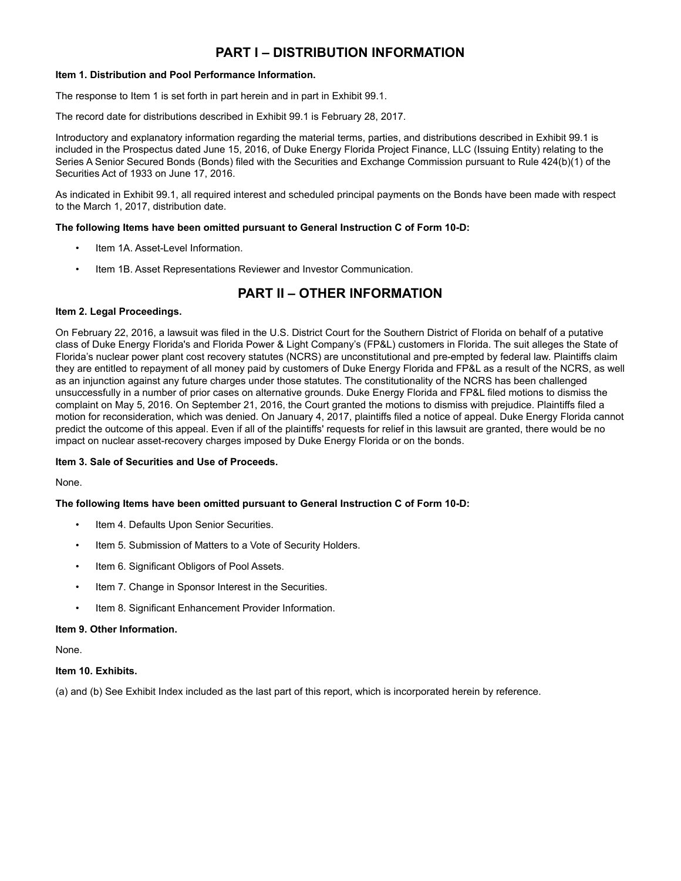# PART I – DISTRIBUTION INFORMATION

**Item 1. Distribution and Pool Performance Information.**

The response to Item 1 is set forth in part herein and in part in Exhibit 99.1.

The record date for distributions described in Exhibit 99.1 is February 28, 2017.

Introductory and explanatory information regarding the material terms, parties, and distributions described in Exhibit 99.1 is included in the Prospectus dated June 15, 2016, of Duke Energy Florida Project Finance, LLC (Issuing Entity) relating to the Series A Senior Secured Bonds (Bonds) filed with the Securities and Exchange Commission pursuant to Rule 424(b)(1) of the Securities Act of 1933 on June 17, 2016.

As indicated in Exhibit 99.1, all required interest and scheduled principal payments on the Bonds have been made with respect to the March 1, 2017, distribution date.

**The following Items have been omitted pursuant to General Instruction C of Form 10-D:**

- Item 1A. Asset-Level Information.
- Item 1B. Asset Representations Reviewer and Investor Communication.

# PART II – OTHER INFORMATION

**Item 2. Legal Proceedings.**

On February 22, 2016, a lawsuit was filed in the U.S. District Court for the Southern District of Florida on behalf of a putative class of Duke Energy Florida's and Florida Power & Light Company's (FP&L) customers in Florida. The suit alleges the State of Florida's nuclear power plant cost recovery statutes (NCRS) are unconstitutional and pre-empted by federal law. Plaintiffs claim they are entitled to repayment of all money paid by customers of Duke Energy Florida and FP&L as a result of the NCRS, as well as an injunction against any future charges under those statutes. The constitutionality of the NCRS has been challenged unsuccessfully in a number of prior cases on alternative grounds. Duke Energy Florida and FP&L filed motions to dismiss the complaint on May 5, 2016. On September 21, 2016, the Court granted the motions to dismiss with prejudice. Plaintiffs filed a motion for reconsideration, which was denied. On January 4, 2017, plaintiffs filed a notice of appeal. Duke Energy Florida cannot predict the outcome of this appeal. Even if all of the plaintiffs' requests for relief in this lawsuit are granted, there would be no impact on nuclear asset-recovery charges imposed by Duke Energy Florida or on the bonds.

**Item 3. Sale of Securities and Use of Proceeds.**

None.

**The following Items have been omitted pursuant to General Instruction C of Form 10-D:**

- Item 4. Defaults Upon Senior Securities.
- Item 5. Submission of Matters to a Vote of Security Holders.
- Item 6. Significant Obligors of Pool Assets.
- Item 7. Change in Sponsor Interest in the Securities.
- Item 8. Significant Enhancement Provider Information.

**Item 9. Other Information.**

None.

**Item 10. Exhibits.**

(a) and (b) See Exhibit Index included as the last part of this report, which is incorporated herein by reference.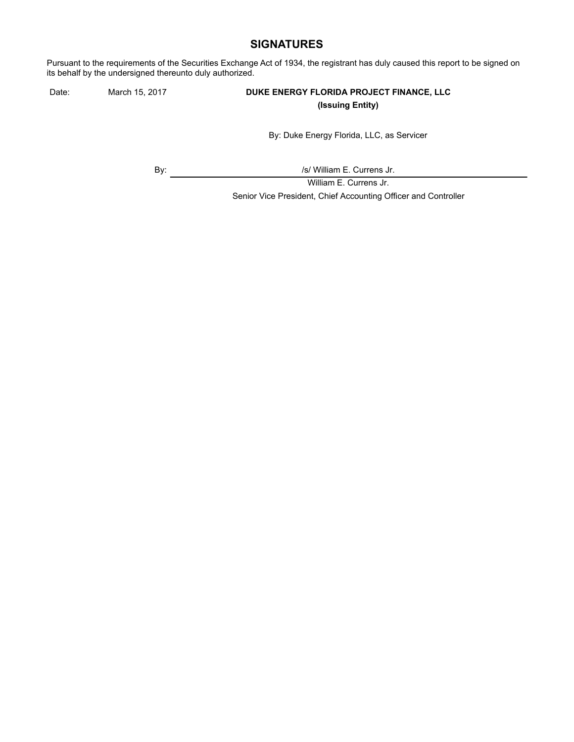## SIGNATURES

Pursuant to the requirements of the Securities Exchange Act of 1934, the registrant has duly caused this report to be signed on its behalf by the undersigned thereunto duly authorized.

Date: March 15, 2017

**DUKE ENERGY FLORIDA PROJECT FINANCE, LLC**
**(Issuing Entity)**

By: Duke Energy Florida, LLC, as Servicer

By: /s/ William E. Currens Jr.

William E. Currens Jr.

Senior Vice President, Chief Accounting Officer and Controller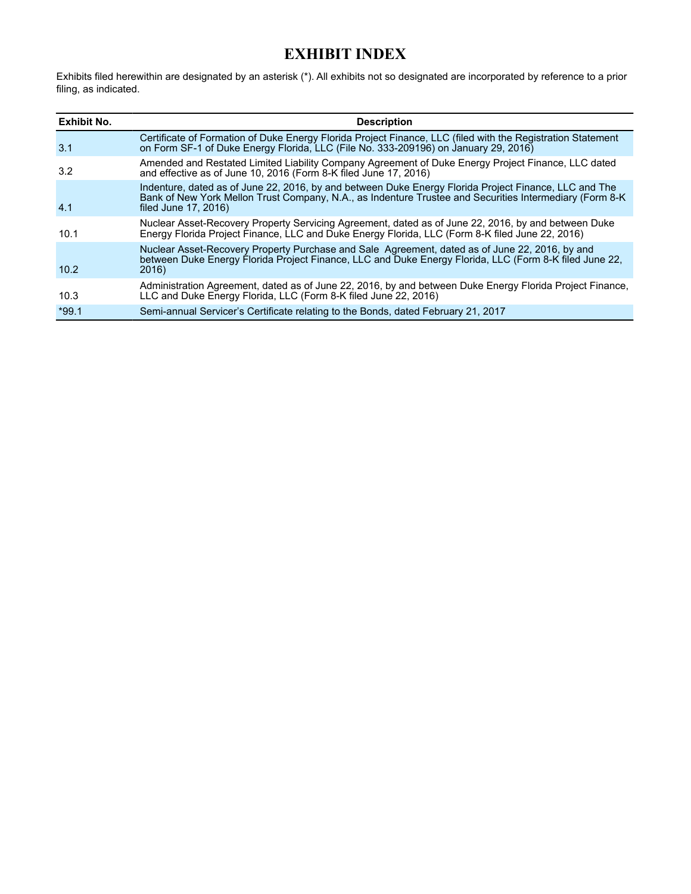# EXHIBIT INDEX

Exhibits filed herewithin are designated by an asterisk (*). All exhibits not so designated are incorporated by reference to a prior filing, as indicated.

| Exhibit No. | Description |
| --- | --- |
| 3.1 | Certificate of Formation of Duke Energy Florida Project Finance, LLC (filed with the Registration Statement on Form SF-1 of Duke Energy Florida, LLC (File No. 333-209196) on January 29, 2016) |
| 3.2 | Amended and Restated Limited Liability Company Agreement of Duke Energy Project Finance, LLC dated and effective as of June 10, 2016 (Form 8-K filed June 17, 2016) |
| 4.1 | Indenture, dated as of June 22, 2016, by and between Duke Energy Florida Project Finance, LLC and The Bank of New York Mellon Trust Company, N.A., as Indenture Trustee and Securities Intermediary (Form 8-K filed June 17, 2016) |
| 10.1 | Nuclear Asset-Recovery Property Servicing Agreement, dated as of June 22, 2016, by and between Duke Energy Florida Project Finance, LLC and Duke Energy Florida, LLC (Form 8-K filed June 22, 2016) |
| 10.2 | Nuclear Asset-Recovery Property Purchase and Sale Agreement, dated as of June 22, 2016, by and between Duke Energy Florida Project Finance, LLC and Duke Energy Florida, LLC (Form 8-K filed June 22, 2016) |
| 10.3 | Administration Agreement, dated as of June 22, 2016, by and between Duke Energy Florida Project Finance, LLC and Duke Energy Florida, LLC (Form 8-K filed June 22, 2016) |
| *99.1 | Semi-annual Servicer's Certificate relating to the Bonds, dated February 21, 2017 |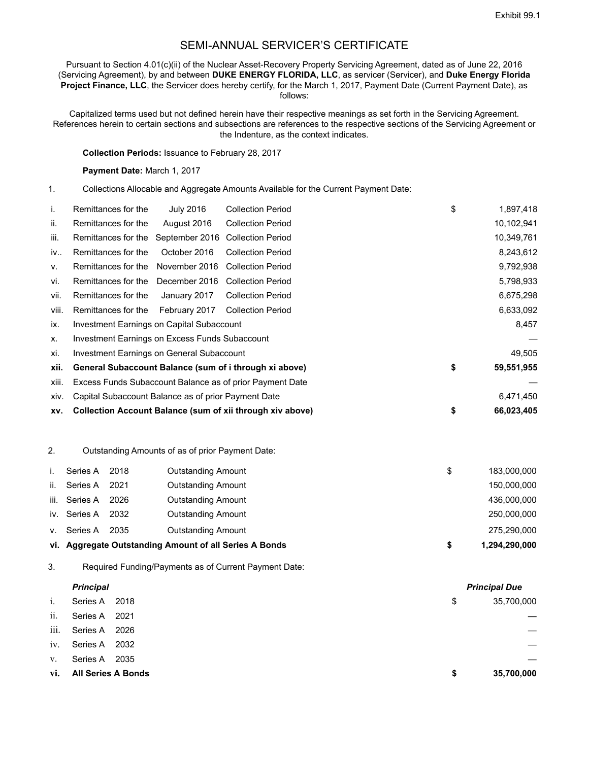Exhibit 99.1

# SEMI-ANNUAL SERVICER'S CERTIFICATE

Pursuant to Section 4.01(c)(ii) of the Nuclear Asset-Recovery Property Servicing Agreement, dated as of June 22, 2016 (Servicing Agreement), by and between **DUKE ENERGY FLORIDA, LLC**, as servicer (Servicer), and **Duke Energy Florida Project Finance, LLC**, the Servicer does hereby certify, for the March 1, 2017, Payment Date (Current Payment Date), as follows:

Capitalized terms used but not defined herein have their respective meanings as set forth in the Servicing Agreement. References herein to certain sections and subsections are references to the respective sections of the Servicing Agreement or the Indenture, as the context indicates.

**Collection Periods:** Issuance to February 28, 2017

**Payment Date:** March 1, 2017

1. Collections Allocable and Aggregate Amounts Available for the Current Payment Date:

| | | | |
|---|---|---|---|
| i. | Remittances for the July 2016 Collection Period | $ | 1,897,418 |
| ii. | Remittances for the August 2016 Collection Period | | 10,102,941 |
| iii. | Remittances for the September 2016 Collection Period | | 10,349,761 |
| iv.. | Remittances for the October 2016 Collection Period | | 8,243,612 |
| v. | Remittances for the November 2016 Collection Period | | 9,792,938 |
| vi. | Remittances for the December 2016 Collection Period | | 5,798,933 |
| vii. | Remittances for the January 2017 Collection Period | | 6,675,298 |
| viii. | Remittances for the February 2017 Collection Period | | 6,633,092 |
| ix. | Investment Earnings on Capital Subaccount | | 8,457 |
| x. | Investment Earnings on Excess Funds Subaccount | | — |
| xi. | Investment Earnings on General Subaccount | | 49,505 |
| **xii.** | **General Subaccount Balance (sum of i through xi above)** | **$** | **59,551,955** |
| xiii. | Excess Funds Subaccount Balance as of prior Payment Date | | — |
| xiv. | Capital Subaccount Balance as of prior Payment Date | | 6,471,450 |
| **xv.** | **Collection Account Balance (sum of xii through xiv above)** | **$** | **66,023,405** |

2. Outstanding Amounts of as of prior Payment Date:

| | | | |
|---|---|---|---|
| i. | Series A 2018 Outstanding Amount | $ | 183,000,000 |
| ii. | Series A 2021 Outstanding Amount | | 150,000,000 |
| iii. | Series A 2026 Outstanding Amount | | 436,000,000 |
| iv. | Series A 2032 Outstanding Amount | | 250,000,000 |
| v. | Series A 2035 Outstanding Amount | | 275,290,000 |
| **vi.** | **Aggregate Outstanding Amount of all Series A Bonds** | **$** | **1,294,290,000** |

3. Required Funding/Payments as of Current Payment Date:

| | ***Principal*** | | ***Principal Due*** |
|---|---|---|---|
| i. | Series A 2018 | $ | 35,700,000 |
| ii. | Series A 2021 | | — |
| iii. | Series A 2026 | | — |
| iv. | Series A 2032 | | — |
| v. | Series A 2035 | | — |
| **vi.** | **All Series A Bonds** | **$** | **35,700,000** |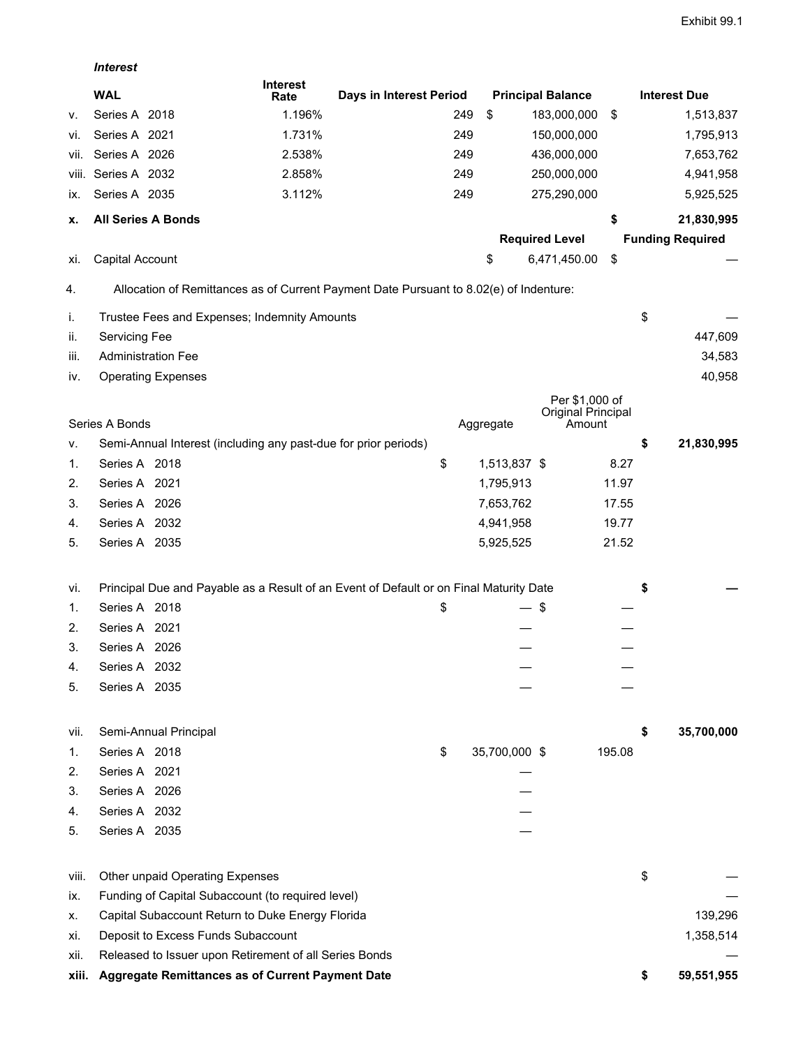Exhibit 99.1

*Interest*

| | WAL | Interest Rate | Days in Interest Period | Principal Balance | Interest Due |
|---|---|---|---|---|---|
| v. | Series A 2018 | 1.196% | 249 | $ 183,000,000 | $ 1,513,837 |
| vi. | Series A 2021 | 1.731% | 249 | 150,000,000 | 1,795,913 |
| vii. | Series A 2026 | 2.538% | 249 | 436,000,000 | 7,653,762 |
| viii. | Series A 2032 | 2.858% | 249 | 250,000,000 | 4,941,958 |
| ix. | Series A 2035 | 3.112% | 249 | 275,290,000 | 5,925,525 |
| **x.** | **All Series A Bonds** | | | | **$ 21,830,995** |
| | | | | **Required Level** | **Funding Required** |
| xi. | Capital Account | | | $ 6,471,450.00 | $ — |

4. Allocation of Remittances as of Current Payment Date Pursuant to 8.02(e) of Indenture:

| | | | | |
|---|---|---|---|---|
| i. | Trustee Fees and Expenses; Indemnity Amounts | | | $ — |
| ii. | Servicing Fee | | | 447,609 |
| iii. | Administration Fee | | | 34,583 |
| iv. | Operating Expenses | | | 40,958 |
| **Series A Bonds** | | **Aggregate** | **Per $1,000 of Original Principal Amount** | |
| v. | Semi-Annual Interest (including any past-due for prior periods) | | | **$ 21,830,995** |
| 1. | Series A 2018 | $ 1,513,837 | $ 8.27 | |
| 2. | Series A 2021 | 1,795,913 | 11.97 | |
| 3. | Series A 2026 | 7,653,762 | 17.55 | |
| 4. | Series A 2032 | 4,941,958 | 19.77 | |
| 5. | Series A 2035 | 5,925,525 | 21.52 | |
| vi. | Principal Due and Payable as a Result of an Event of Default or on Final Maturity Date | | | **$ —** |
| 1. | Series A 2018 | $ — | $ — | |
| 2. | Series A 2021 | — | — | |
| 3. | Series A 2026 | — | — | |
| 4. | Series A 2032 | — | — | |
| 5. | Series A 2035 | — | — | |
| vii. | Semi-Annual Principal | | | **$ 35,700,000** |
| 1. | Series A 2018 | $ 35,700,000 | $ 195.08 | |
| 2. | Series A 2021 | — | | |
| 3. | Series A 2026 | — | | |
| 4. | Series A 2032 | — | | |
| 5. | Series A 2035 | — | | |
| viii. | Other unpaid Operating Expenses | | | $ — |
| ix. | Funding of Capital Subaccount (to required level) | | | — |
| x. | Capital Subaccount Return to Duke Energy Florida | | | 139,296 |
| xi. | Deposit to Excess Funds Subaccount | | | 1,358,514 |
| xii. | Released to Issuer upon Retirement of all Series Bonds | | | — |
| **xiii.** | **Aggregate Remittances as of Current Payment Date** | | | **$ 59,551,955** |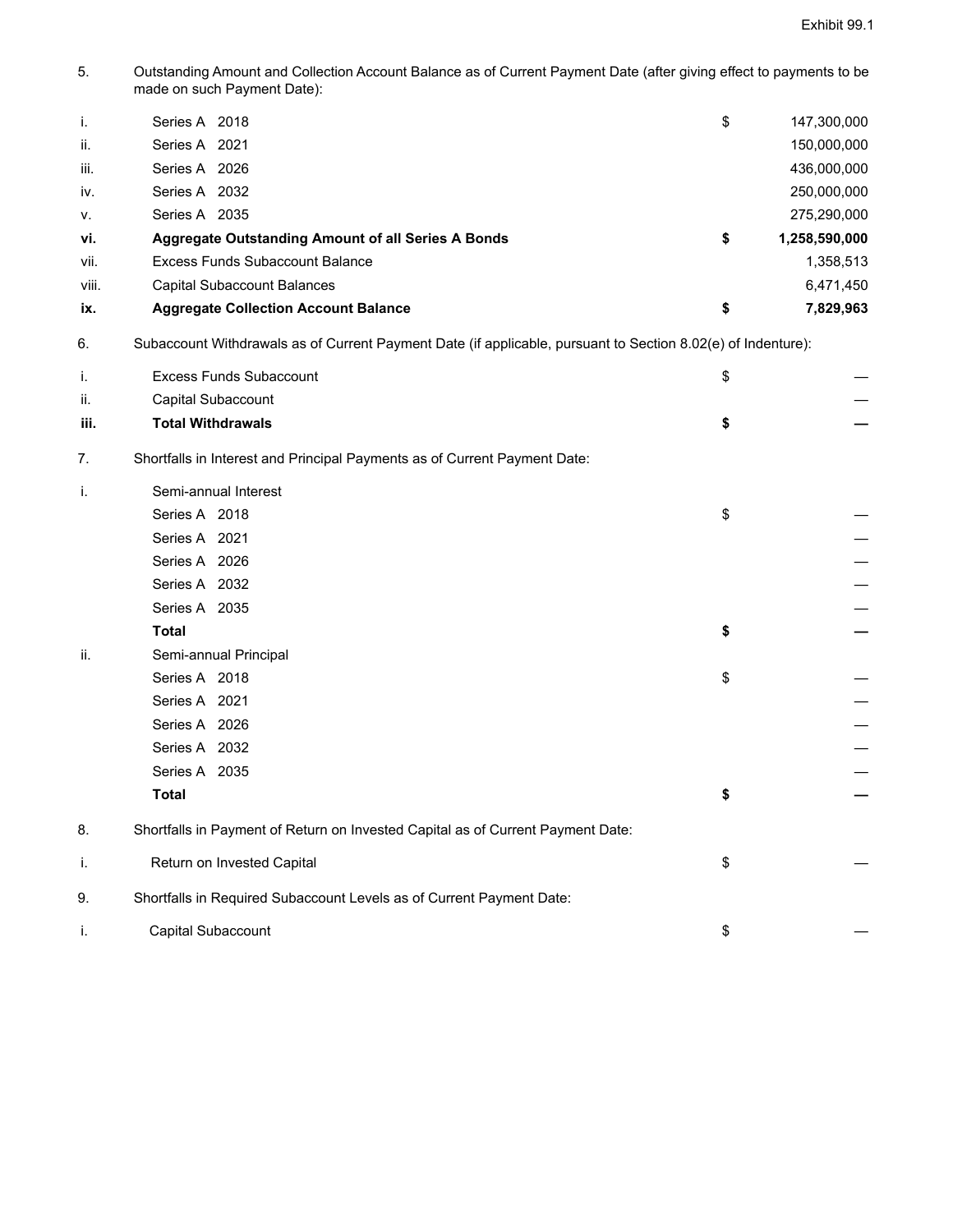Exhibit 99.1

5. Outstanding Amount and Collection Account Balance as of Current Payment Date (after giving effect to payments to be made on such Payment Date):

| | | | |
|---|---|---|---|
| i. | Series A 2018 | $ | 147,300,000 |
| ii. | Series A 2021 | | 150,000,000 |
| iii. | Series A 2026 | | 436,000,000 |
| iv. | Series A 2032 | | 250,000,000 |
| v. | Series A 2035 | | 275,290,000 |
| **vi.** | **Aggregate Outstanding Amount of all Series A Bonds** | **$** | **1,258,590,000** |
| vii. | Excess Funds Subaccount Balance | | 1,358,513 |
| viii. | Capital Subaccount Balances | | 6,471,450 |
| **ix.** | **Aggregate Collection Account Balance** | **$** | **7,829,963** |

6. Subaccount Withdrawals as of Current Payment Date (if applicable, pursuant to Section 8.02(e) of Indenture):

| | | | |
|---|---|---|---|
| i. | Excess Funds Subaccount | $ | — |
| ii. | Capital Subaccount | | — |
| **iii.** | **Total Withdrawals** | **$** | **—** |

7. Shortfalls in Interest and Principal Payments as of Current Payment Date:

| | | | |
|---|---|---|---|
| i. | Semi-annual Interest | | |
| | Series A 2018 | $ | — |
| | Series A 2021 | | — |
| | Series A 2026 | | — |
| | Series A 2032 | | — |
| | Series A 2035 | | — |
| | **Total** | **$** | **—** |
| ii. | Semi-annual Principal | | |
| | Series A 2018 | $ | — |
| | Series A 2021 | | — |
| | Series A 2026 | | — |
| | Series A 2032 | | — |
| | Series A 2035 | | — |
| | **Total** | **$** | **—** |

8. Shortfalls in Payment of Return on Invested Capital as of Current Payment Date:

| | | | |
|---|---|---|---|
| i. | Return on Invested Capital | $ | — |

9. Shortfalls in Required Subaccount Levels as of Current Payment Date:

| | | | |
|---|---|---|---|
| i. | Capital Subaccount | $ | — |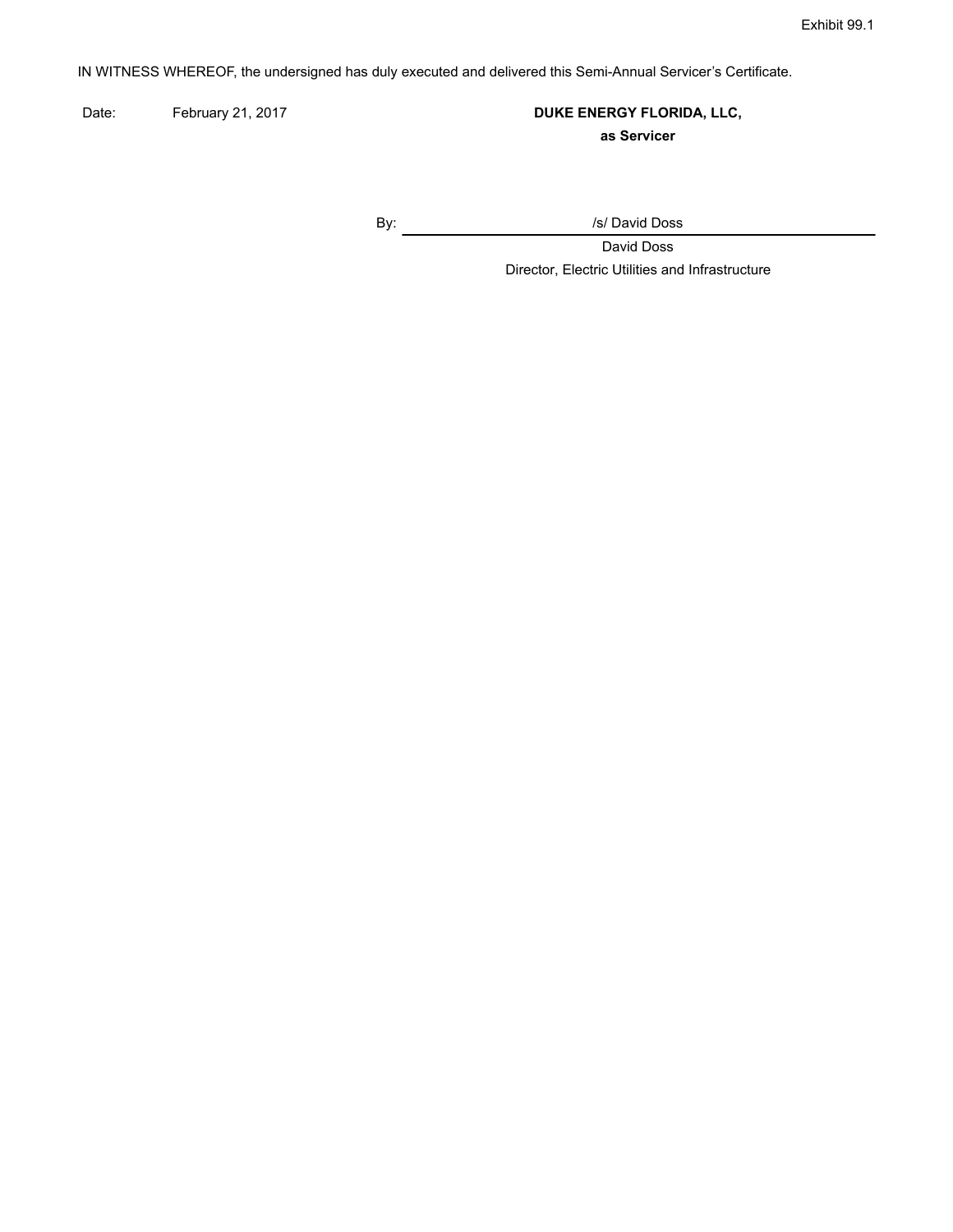IN WITNESS WHEREOF, the undersigned has duly executed and delivered this Semi-Annual Servicer's Certificate.

Date: February 21, 2017

**DUKE ENERGY FLORIDA, LLC,**
**as Servicer**

By: /s/ David Doss

David Doss

Director, Electric Utilities and Infrastructure